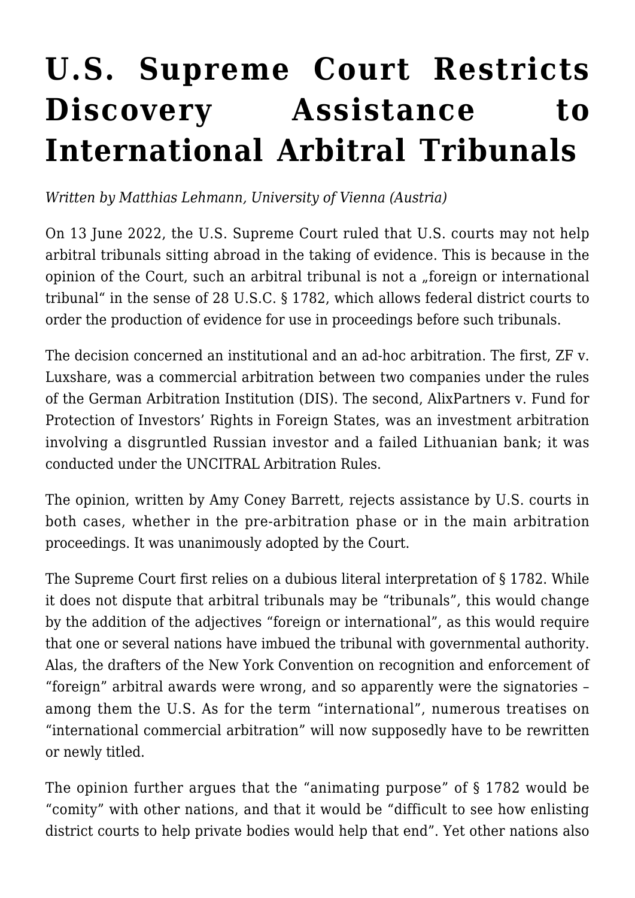# U.S. Supreme Court Restricts Discovery Assistance to International Arbitral Tribunals

*Written by Matthias Lehmann, University of Vienna (Austria)*

On 13 June 2022, the U.S. Supreme Court ruled that U.S. courts may not help arbitral tribunals sitting abroad in the taking of evidence. This is because in the opinion of the Court, such an arbitral tribunal is not a „foreign or international tribunal" in the sense of 28 U.S.C. § 1782, which allows federal district courts to order the production of evidence for use in proceedings before such tribunals.

The decision concerned an institutional and an ad-hoc arbitration. The first, ZF v. Luxshare, was a commercial arbitration between two companies under the rules of the German Arbitration Institution (DIS). The second, AlixPartners v. Fund for Protection of Investors' Rights in Foreign States, was an investment arbitration involving a disgruntled Russian investor and a failed Lithuanian bank; it was conducted under the UNCITRAL Arbitration Rules.

The opinion, written by Amy Coney Barrett, rejects assistance by U.S. courts in both cases, whether in the pre-arbitration phase or in the main arbitration proceedings. It was unanimously adopted by the Court.

The Supreme Court first relies on a dubious literal interpretation of § 1782. While it does not dispute that arbitral tribunals may be "tribunals", this would change by the addition of the adjectives "foreign or international", as this would require that one or several nations have imbued the tribunal with governmental authority. Alas, the drafters of the New York Convention on recognition and enforcement of "foreign" arbitral awards were wrong, and so apparently were the signatories – among them the U.S. As for the term "international", numerous treatises on "international commercial arbitration" will now supposedly have to be rewritten or newly titled.

The opinion further argues that the "animating purpose" of § 1782 would be "comity" with other nations, and that it would be "difficult to see how enlisting district courts to help private bodies would help that end". Yet other nations also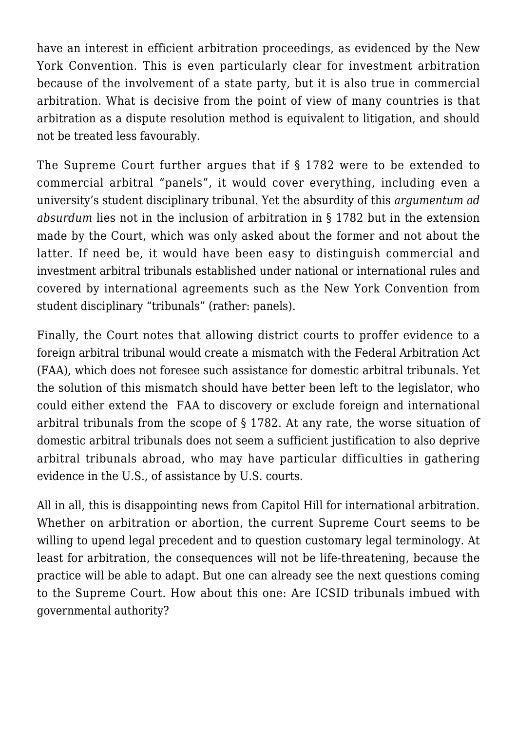have an interest in efficient arbitration proceedings, as evidenced by the New York Convention. This is even particularly clear for investment arbitration because of the involvement of a state party, but it is also true in commercial arbitration. What is decisive from the point of view of many countries is that arbitration as a dispute resolution method is equivalent to litigation, and should not be treated less favourably.

The Supreme Court further argues that if § 1782 were to be extended to commercial arbitral "panels", it would cover everything, including even a university's student disciplinary tribunal. Yet the absurdity of this *argumentum ad absurdum* lies not in the inclusion of arbitration in § 1782 but in the extension made by the Court, which was only asked about the former and not about the latter. If need be, it would have been easy to distinguish commercial and investment arbitral tribunals established under national or international rules and covered by international agreements such as the New York Convention from student disciplinary "tribunals" (rather: panels).

Finally, the Court notes that allowing district courts to proffer evidence to a foreign arbitral tribunal would create a mismatch with the Federal Arbitration Act (FAA), which does not foresee such assistance for domestic arbitral tribunals. Yet the solution of this mismatch should have better been left to the legislator, who could either extend the FAA to discovery or exclude foreign and international arbitral tribunals from the scope of § 1782. At any rate, the worse situation of domestic arbitral tribunals does not seem a sufficient justification to also deprive arbitral tribunals abroad, who may have particular difficulties in gathering evidence in the U.S., of assistance by U.S. courts.

All in all, this is disappointing news from Capitol Hill for international arbitration. Whether on arbitration or abortion, the current Supreme Court seems to be willing to upend legal precedent and to question customary legal terminology. At least for arbitration, the consequences will not be life-threatening, because the practice will be able to adapt. But one can already see the next questions coming to the Supreme Court. How about this one: Are ICSID tribunals imbued with governmental authority?